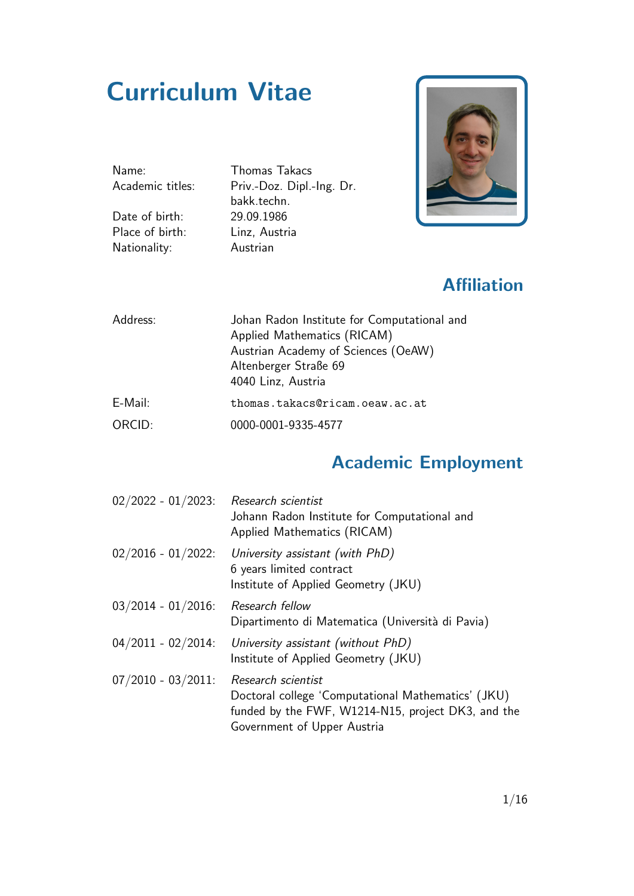# Curriculum Vitae

| | |
|---|---|
| Name: | Thomas Takacs |
| Academic titles: | Priv.-Doz. Dipl.-Ing. Dr. bakk.techn. |
| Date of birth: | 29.09.1986 |
| Place of birth: | Linz, Austria |
| Nationality: | Austrian |

## Affiliation

| | |
|---|---|
| Address: | Johan Radon Institute for Computational and Applied Mathematics (RICAM)<br>Austrian Academy of Sciences (OeAW)<br>Altenberger Straße 69<br>4040 Linz, Austria |
| E-Mail: | thomas.takacs@ricam.oeaw.ac.at |
| ORCID: | 0000-0001-9335-4577 |

## Academic Employment

| | |
|---|---|
| 02/2022 - 01/2023: | *Research scientist*<br>Johann Radon Institute for Computational and Applied Mathematics (RICAM) |
| 02/2016 - 01/2022: | *University assistant (with PhD)*<br>6 years limited contract<br>Institute of Applied Geometry (JKU) |
| 03/2014 - 01/2016: | *Research fellow*<br>Dipartimento di Matematica (Università di Pavia) |
| 04/2011 - 02/2014: | *University assistant (without PhD)*<br>Institute of Applied Geometry (JKU) |
| 07/2010 - 03/2011: | *Research scientist*<br>Doctoral college 'Computational Mathematics' (JKU) funded by the FWF, W1214-N15, project DK3, and the Government of Upper Austria |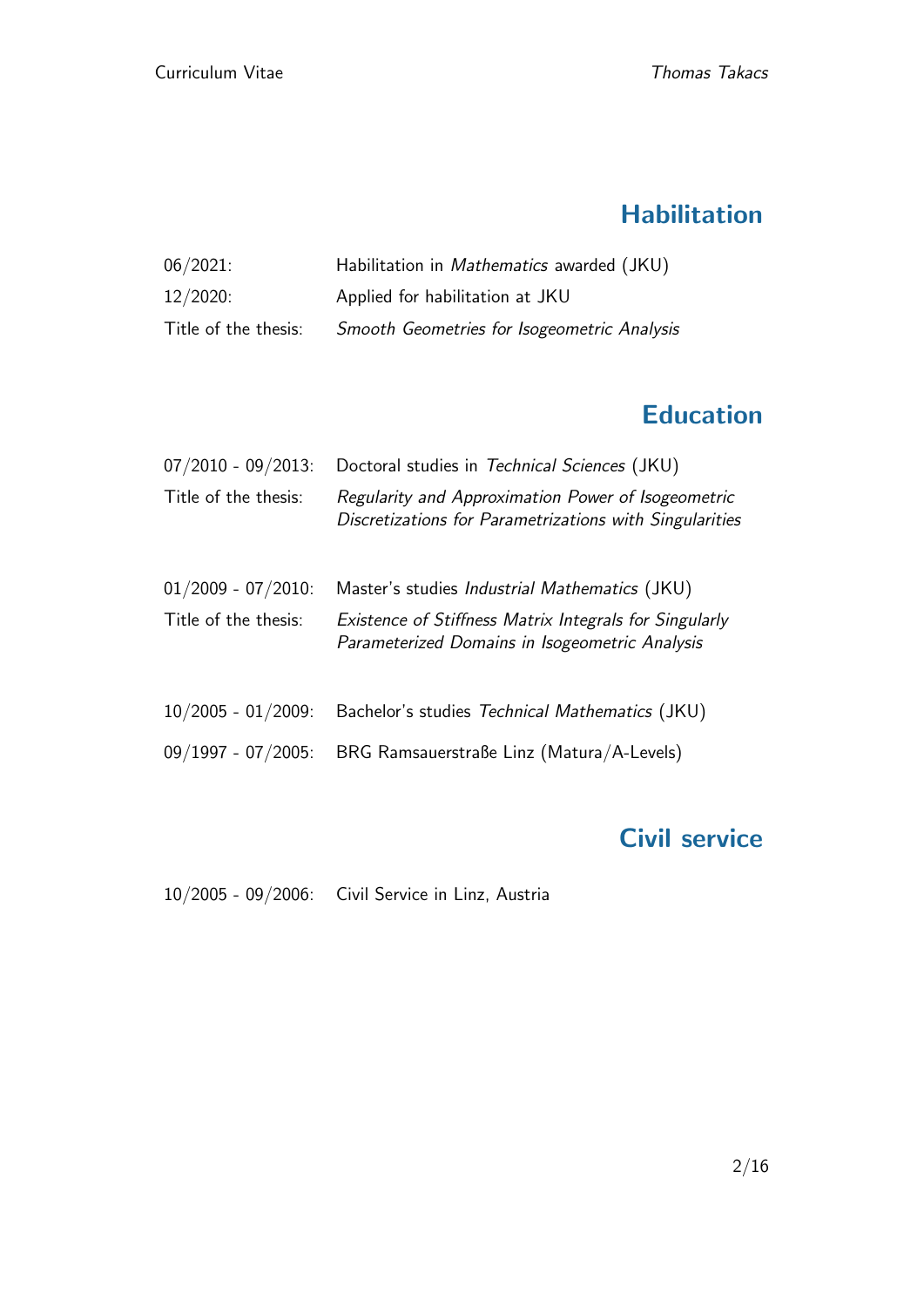## Habilitation

06/2021: Habilitation in *Mathematics* awarded (JKU)

12/2020: Applied for habilitation at JKU

Title of the thesis: *Smooth Geometries for Isogeometric Analysis*

## Education

07/2010 - 09/2013: Doctoral studies in *Technical Sciences* (JKU)

Title of the thesis: *Regularity and Approximation Power of Isogeometric Discretizations for Parametrizations with Singularities*

01/2009 - 07/2010: Master's studies *Industrial Mathematics* (JKU)

Title of the thesis: *Existence of Stiffness Matrix Integrals for Singularly Parameterized Domains in Isogeometric Analysis*

10/2005 - 01/2009: Bachelor's studies *Technical Mathematics* (JKU)

09/1997 - 07/2005: BRG Ramsauerstraße Linz (Matura/A-Levels)

## Civil service

10/2005 - 09/2006: Civil Service in Linz, Austria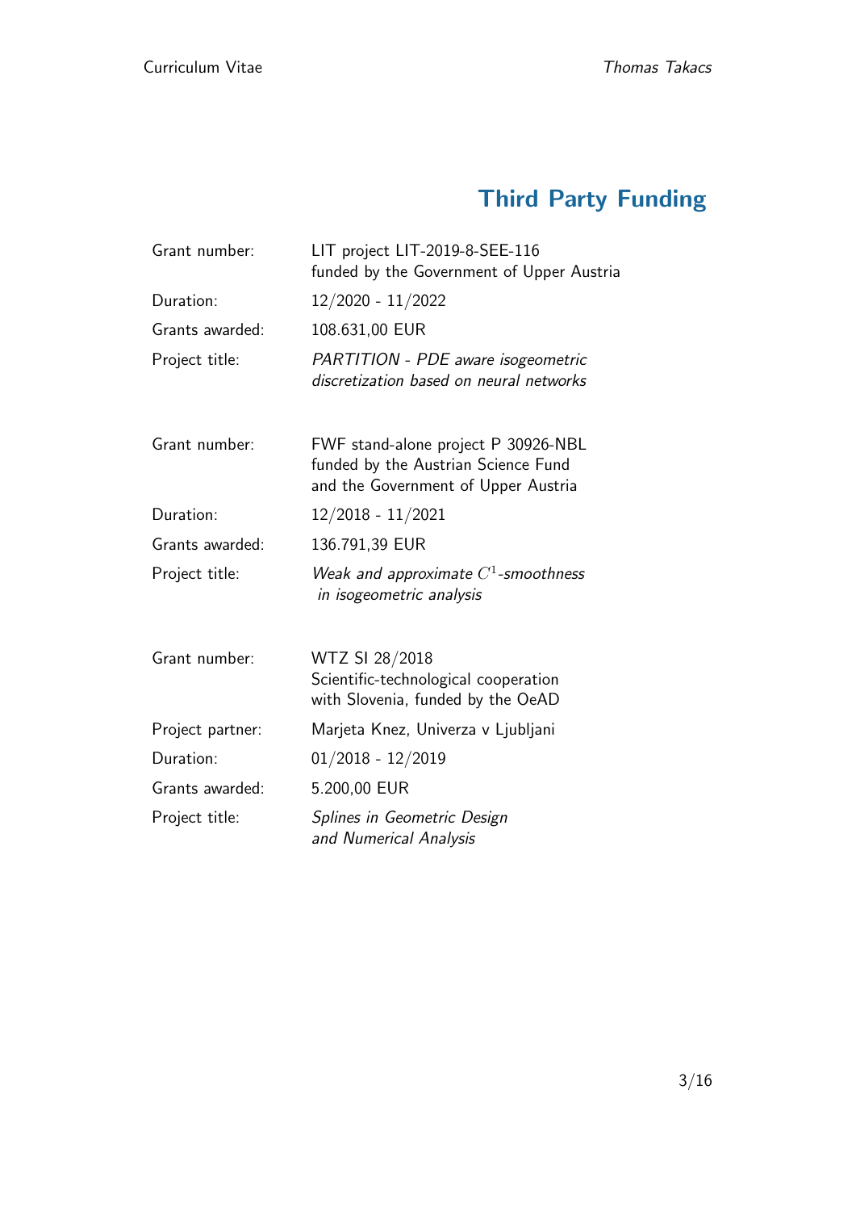## Third Party Funding

| | |
|---|---|
| Grant number: | LIT project LIT-2019-8-SEE-116<br>funded by the Government of Upper Austria |
| Duration: | 12/2020 - 11/2022 |
| Grants awarded: | 108.631,00 EUR |
| Project title: | *PARTITION - PDE aware isogeometric discretization based on neural networks* |

| | |
|---|---|
| Grant number: | FWF stand-alone project P 30926-NBL<br>funded by the Austrian Science Fund<br>and the Government of Upper Austria |
| Duration: | 12/2018 - 11/2021 |
| Grants awarded: | 136.791,39 EUR |
| Project title: | *Weak and approximate $C^1$-smoothness in isogeometric analysis* |

| | |
|---|---|
| Grant number: | WTZ SI 28/2018<br>Scientific-technological cooperation<br>with Slovenia, funded by the OeAD |
| Project partner: | Marjeta Knez, Univerza v Ljubljani |
| Duration: | 01/2018 - 12/2019 |
| Grants awarded: | 5.200,00 EUR |
| Project title: | *Splines in Geometric Design and Numerical Analysis* |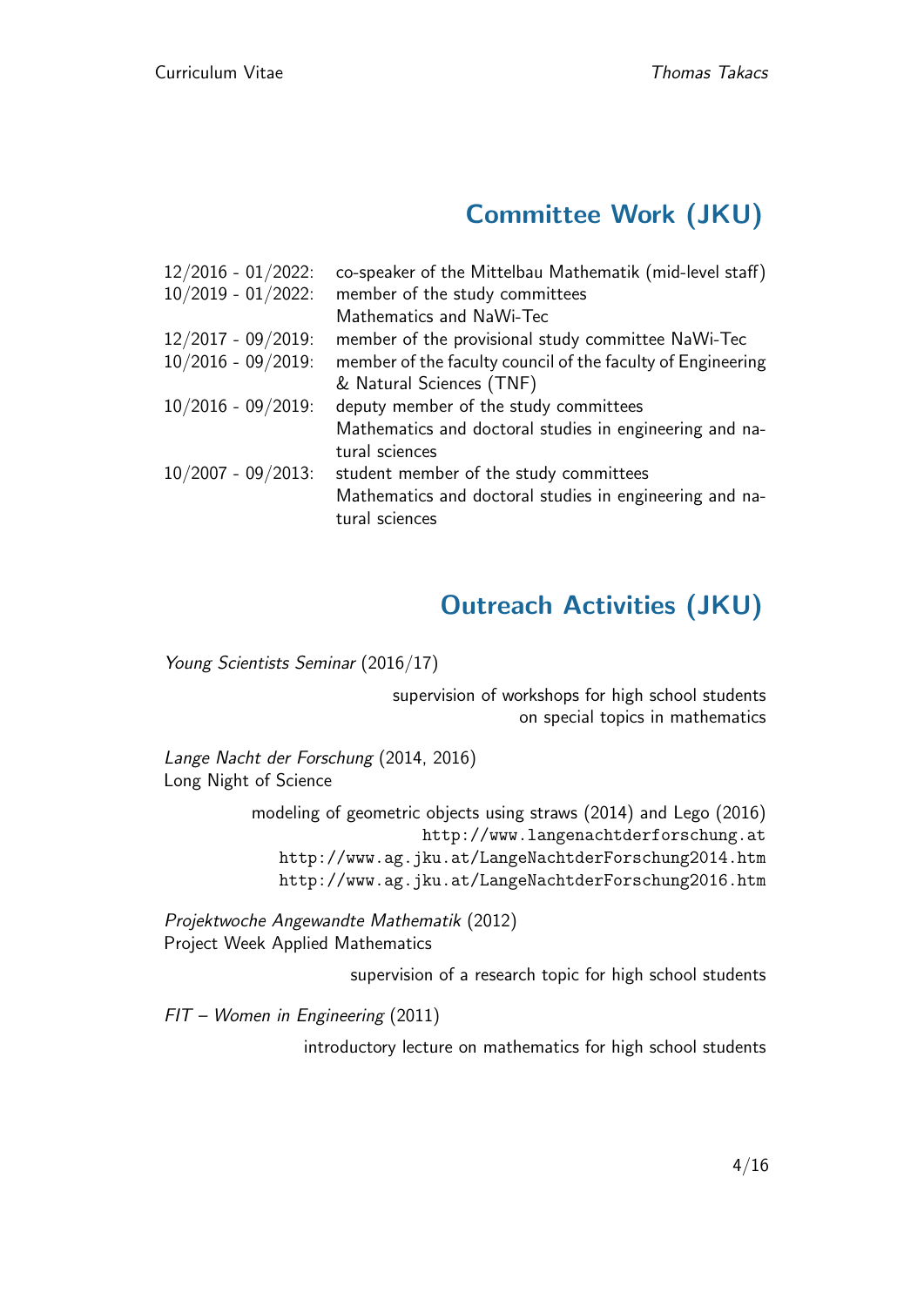## Committee Work (JKU)

| | |
|---|---|
| 12/2016 - 01/2022: | co-speaker of the Mittelbau Mathematik (mid-level staff) |
| 10/2019 - 01/2022: | member of the study committees Mathematics and NaWi-Tec |
| 12/2017 - 09/2019: | member of the provisional study committee NaWi-Tec |
| 10/2016 - 09/2019: | member of the faculty council of the faculty of Engineering & Natural Sciences (TNF) |
| 10/2016 - 09/2019: | deputy member of the study committees Mathematics and doctoral studies in engineering and natural sciences |
| 10/2007 - 09/2013: | student member of the study committees Mathematics and doctoral studies in engineering and natural sciences |

## Outreach Activities (JKU)

*Young Scientists Seminar* (2016/17)

supervision of workshops for high school students on special topics in mathematics

*Lange Nacht der Forschung* (2014, 2016)
Long Night of Science

modeling of geometric objects using straws (2014) and Lego (2016)
http://www.langenachtderforschung.at
http://www.ag.jku.at/LangeNachtderForschung2014.htm
http://www.ag.jku.at/LangeNachtderForschung2016.htm

*Projektwoche Angewandte Mathematik* (2012)
Project Week Applied Mathematics

supervision of a research topic for high school students

*FIT – Women in Engineering* (2011)

introductory lecture on mathematics for high school students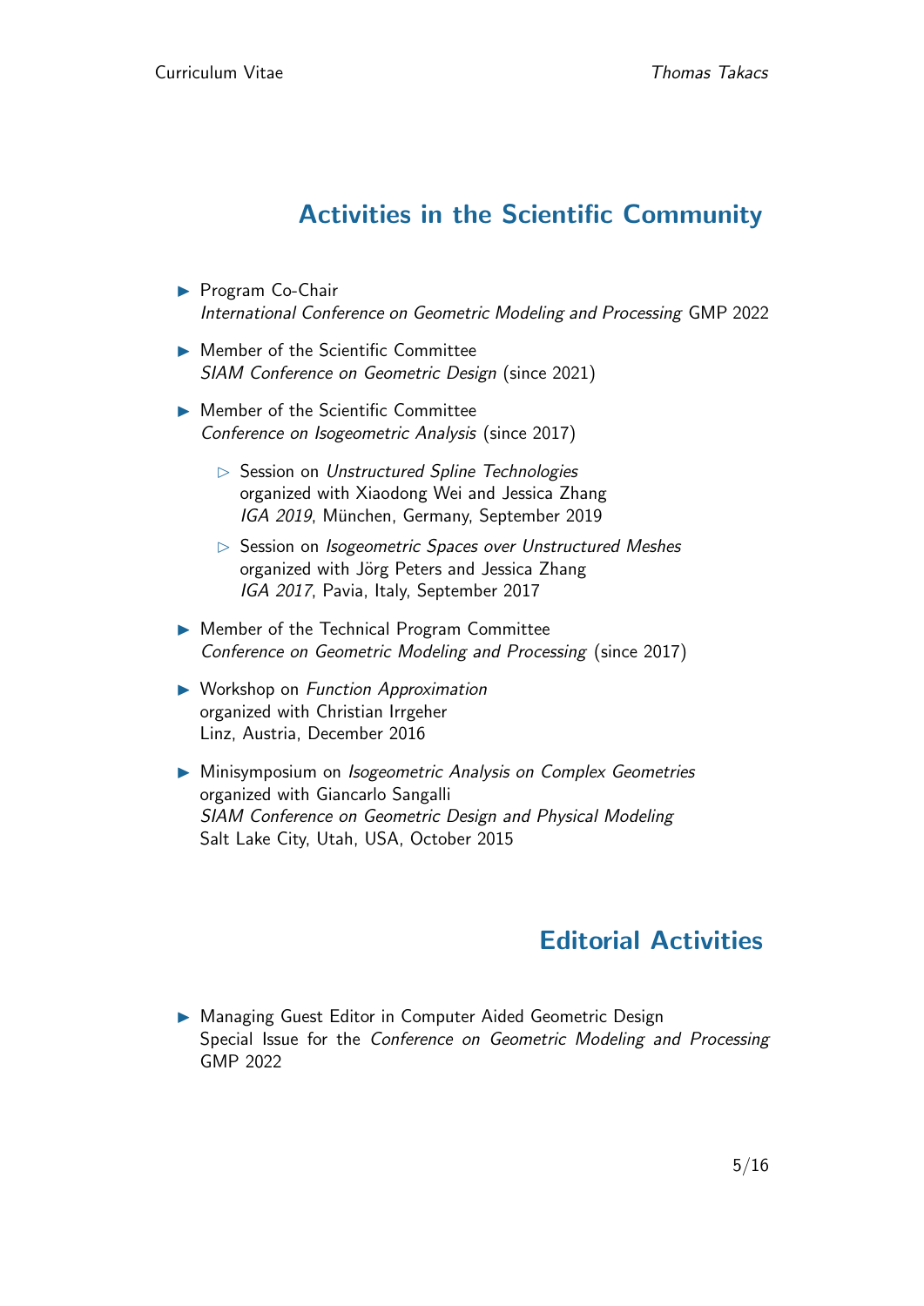## Activities in the Scientific Community

- Program Co-Chair
  *International Conference on Geometric Modeling and Processing* GMP 2022

- Member of the Scientific Committee
  *SIAM Conference on Geometric Design* (since 2021)

- Member of the Scientific Committee
  *Conference on Isogeometric Analysis* (since 2017)

  - Session on *Unstructured Spline Technologies*
    organized with Xiaodong Wei and Jessica Zhang
    *IGA 2019*, München, Germany, September 2019

  - Session on *Isogeometric Spaces over Unstructured Meshes*
    organized with Jörg Peters and Jessica Zhang
    *IGA 2017*, Pavia, Italy, September 2017

- Member of the Technical Program Committee
  *Conference on Geometric Modeling and Processing* (since 2017)

- Workshop on *Function Approximation*
  organized with Christian Irrgeher
  Linz, Austria, December 2016

- Minisymposium on *Isogeometric Analysis on Complex Geometries*
  organized with Giancarlo Sangalli
  *SIAM Conference on Geometric Design and Physical Modeling*
  Salt Lake City, Utah, USA, October 2015

## Editorial Activities

- Managing Guest Editor in Computer Aided Geometric Design
  Special Issue for the *Conference on Geometric Modeling and Processing* GMP 2022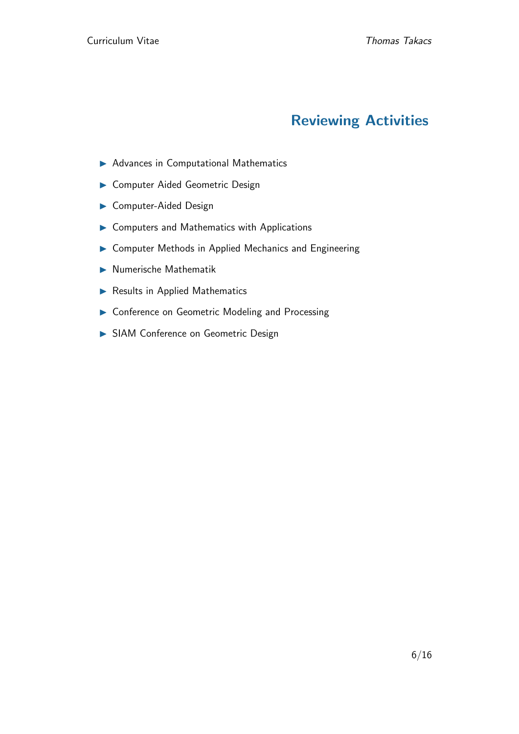## Reviewing Activities

- Advances in Computational Mathematics
- Computer Aided Geometric Design
- Computer-Aided Design
- Computers and Mathematics with Applications
- Computer Methods in Applied Mechanics and Engineering
- Numerische Mathematik
- Results in Applied Mathematics
- Conference on Geometric Modeling and Processing
- SIAM Conference on Geometric Design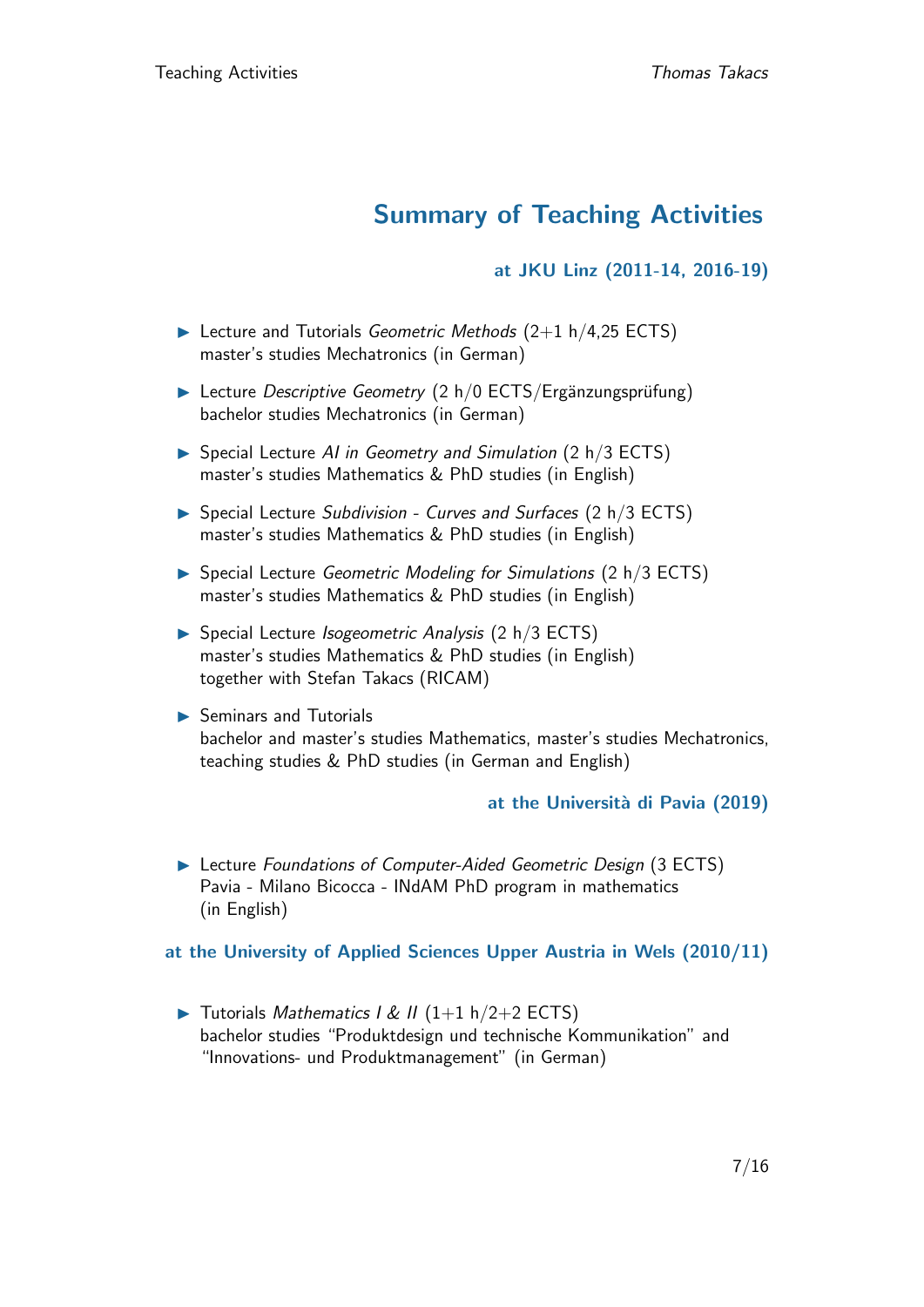# Summary of Teaching Activities

### at JKU Linz (2011-14, 2016-19)

- Lecture and Tutorials *Geometric Methods* (2+1 h/4,25 ECTS)
  master's studies Mechatronics (in German)
- Lecture *Descriptive Geometry* (2 h/0 ECTS/Ergänzungsprüfung)
  bachelor studies Mechatronics (in German)
- Special Lecture *AI in Geometry and Simulation* (2 h/3 ECTS)
  master's studies Mathematics & PhD studies (in English)
- Special Lecture *Subdivision - Curves and Surfaces* (2 h/3 ECTS)
  master's studies Mathematics & PhD studies (in English)
- Special Lecture *Geometric Modeling for Simulations* (2 h/3 ECTS)
  master's studies Mathematics & PhD studies (in English)
- Special Lecture *Isogeometric Analysis* (2 h/3 ECTS)
  master's studies Mathematics & PhD studies (in English)
  together with Stefan Takacs (RICAM)
- Seminars and Tutorials
  bachelor and master's studies Mathematics, master's studies Mechatronics, teaching studies & PhD studies (in German and English)

### at the Università di Pavia (2019)

- Lecture *Foundations of Computer-Aided Geometric Design* (3 ECTS)
  Pavia - Milano Bicocca - INdAM PhD program in mathematics
  (in English)

### at the University of Applied Sciences Upper Austria in Wels (2010/11)

- Tutorials *Mathematics I & II* (1+1 h/2+2 ECTS)
  bachelor studies "Produktdesign und technische Kommunikation" and "Innovations- und Produktmanagement" (in German)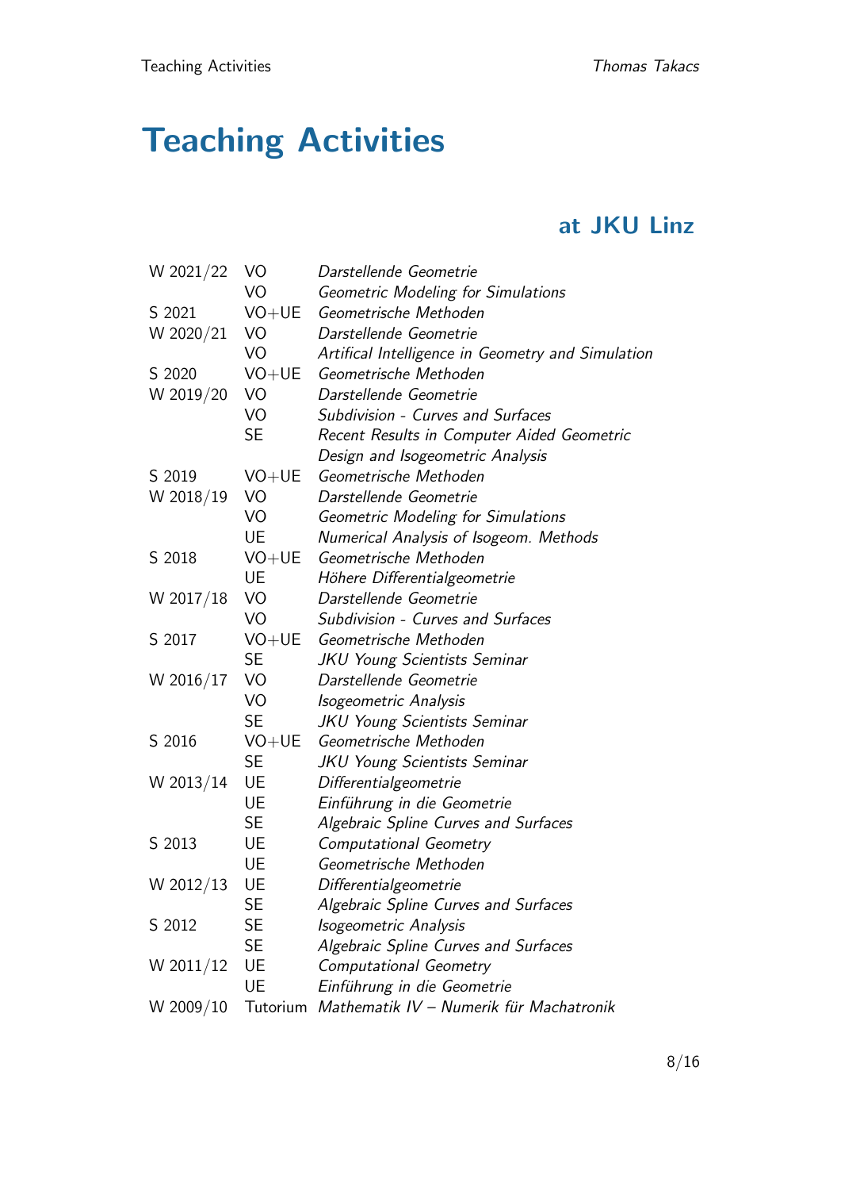# Teaching Activities

## at JKU Linz

| | | |
|---|---|---|
| W 2021/22 | VO | *Darstellende Geometrie* |
| | VO | *Geometric Modeling for Simulations* |
| S 2021 | VO+UE | *Geometrische Methoden* |
| W 2020/21 | VO | *Darstellende Geometrie* |
| | VO | *Artifical Intelligence in Geometry and Simulation* |
| S 2020 | VO+UE | *Geometrische Methoden* |
| W 2019/20 | VO | *Darstellende Geometrie* |
| | VO | *Subdivision - Curves and Surfaces* |
| | SE | *Recent Results in Computer Aided Geometric Design and Isogeometric Analysis* |
| S 2019 | VO+UE | *Geometrische Methoden* |
| W 2018/19 | VO | *Darstellende Geometrie* |
| | VO | *Geometric Modeling for Simulations* |
| | UE | *Numerical Analysis of Isogeom. Methods* |
| S 2018 | VO+UE | *Geometrische Methoden* |
| | UE | *Höhere Differentialgeometrie* |
| W 2017/18 | VO | *Darstellende Geometrie* |
| | VO | *Subdivision - Curves and Surfaces* |
| S 2017 | VO+UE | *Geometrische Methoden* |
| | SE | *JKU Young Scientists Seminar* |
| W 2016/17 | VO | *Darstellende Geometrie* |
| | VO | *Isogeometric Analysis* |
| | SE | *JKU Young Scientists Seminar* |
| S 2016 | VO+UE | *Geometrische Methoden* |
| | SE | *JKU Young Scientists Seminar* |
| W 2013/14 | UE | *Differentialgeometrie* |
| | UE | *Einführung in die Geometrie* |
| | SE | *Algebraic Spline Curves and Surfaces* |
| S 2013 | UE | *Computational Geometry* |
| | UE | *Geometrische Methoden* |
| W 2012/13 | UE | *Differentialgeometrie* |
| | SE | *Algebraic Spline Curves and Surfaces* |
| S 2012 | SE | *Isogeometric Analysis* |
| | SE | *Algebraic Spline Curves and Surfaces* |
| W 2011/12 | UE | *Computational Geometry* |
| | UE | *Einführung in die Geometrie* |
| W 2009/10 | Tutorium | *Mathematik IV – Numerik für Machatronik* |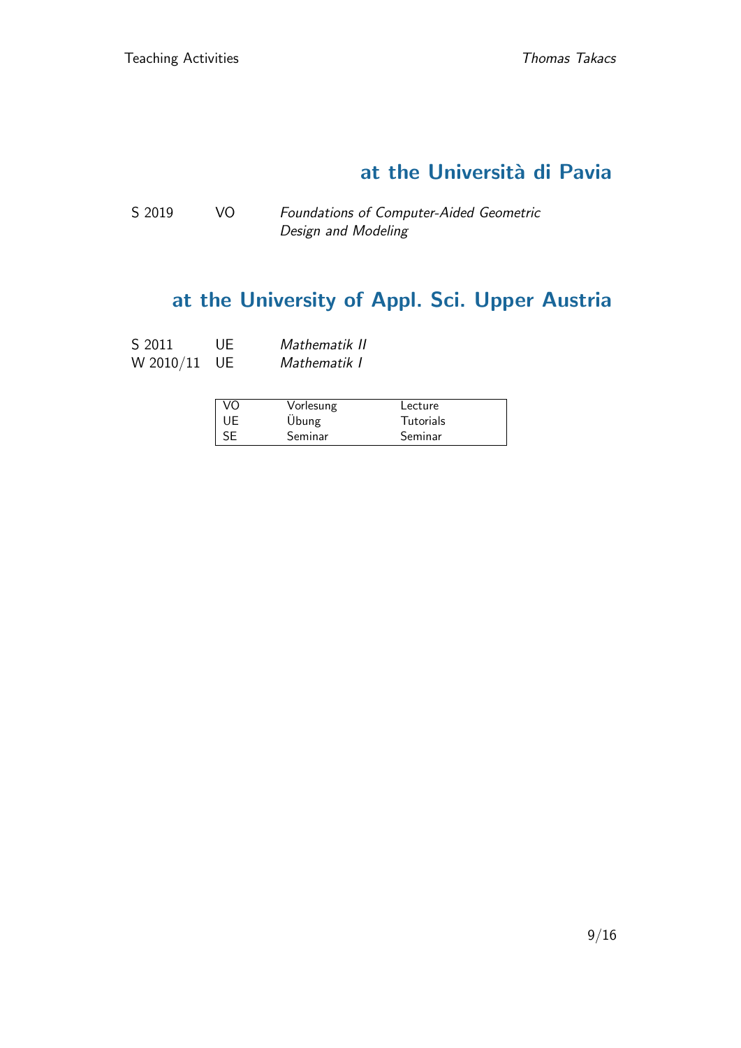## at the Università di Pavia

| | | |
|---|---|---|
| S 2019 | VO | *Foundations of Computer-Aided Geometric Design and Modeling* |

## at the University of Appl. Sci. Upper Austria

| | | |
|---|---|---|
| S 2011 | UE | *Mathematik II* |
| W 2010/11 | UE | *Mathematik I* |

| | | |
|---|---|---|
| VO | Vorlesung | Lecture |
| UE | Übung | Tutorials |
| SE | Seminar | Seminar |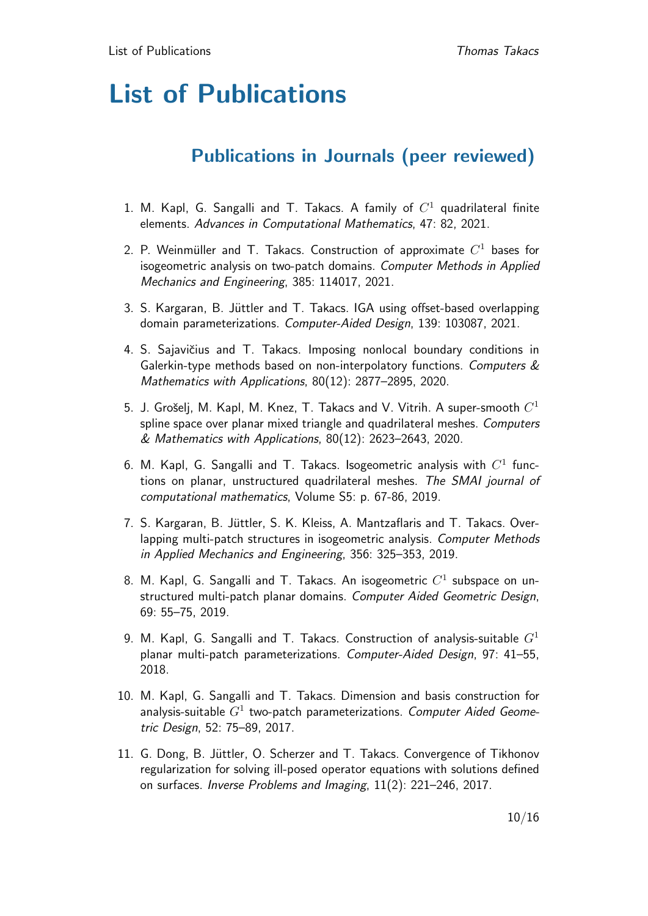# List of Publications

## Publications in Journals (peer reviewed)

1. M. Kapl, G. Sangalli and T. Takacs. A family of $C^1$ quadrilateral finite elements. *Advances in Computational Mathematics*, 47: 82, 2021.

2. P. Weinmüller and T. Takacs. Construction of approximate $C^1$ bases for isogeometric analysis on two-patch domains. *Computer Methods in Applied Mechanics and Engineering*, 385: 114017, 2021.

3. S. Kargaran, B. Jüttler and T. Takacs. IGA using offset-based overlapping domain parameterizations. *Computer-Aided Design*, 139: 103087, 2021.

4. S. Sajavičius and T. Takacs. Imposing nonlocal boundary conditions in Galerkin-type methods based on non-interpolatory functions. *Computers & Mathematics with Applications*, 80(12): 2877–2895, 2020.

5. J. Grošelj, M. Kapl, M. Knez, T. Takacs and V. Vitrih. A super-smooth $C^1$ spline space over planar mixed triangle and quadrilateral meshes. *Computers & Mathematics with Applications*, 80(12): 2623–2643, 2020.

6. M. Kapl, G. Sangalli and T. Takacs. Isogeometric analysis with $C^1$ functions on planar, unstructured quadrilateral meshes. *The SMAI journal of computational mathematics*, Volume S5: p. 67-86, 2019.

7. S. Kargaran, B. Jüttler, S. K. Kleiss, A. Mantzaflaris and T. Takacs. Overlapping multi-patch structures in isogeometric analysis. *Computer Methods in Applied Mechanics and Engineering*, 356: 325–353, 2019.

8. M. Kapl, G. Sangalli and T. Takacs. An isogeometric $C^1$ subspace on unstructured multi-patch planar domains. *Computer Aided Geometric Design*, 69: 55–75, 2019.

9. M. Kapl, G. Sangalli and T. Takacs. Construction of analysis-suitable $G^1$ planar multi-patch parameterizations. *Computer-Aided Design*, 97: 41–55, 2018.

10. M. Kapl, G. Sangalli and T. Takacs. Dimension and basis construction for analysis-suitable $G^1$ two-patch parameterizations. *Computer Aided Geometric Design*, 52: 75–89, 2017.

11. G. Dong, B. Jüttler, O. Scherzer and T. Takacs. Convergence of Tikhonov regularization for solving ill-posed operator equations with solutions defined on surfaces. *Inverse Problems and Imaging*, 11(2): 221–246, 2017.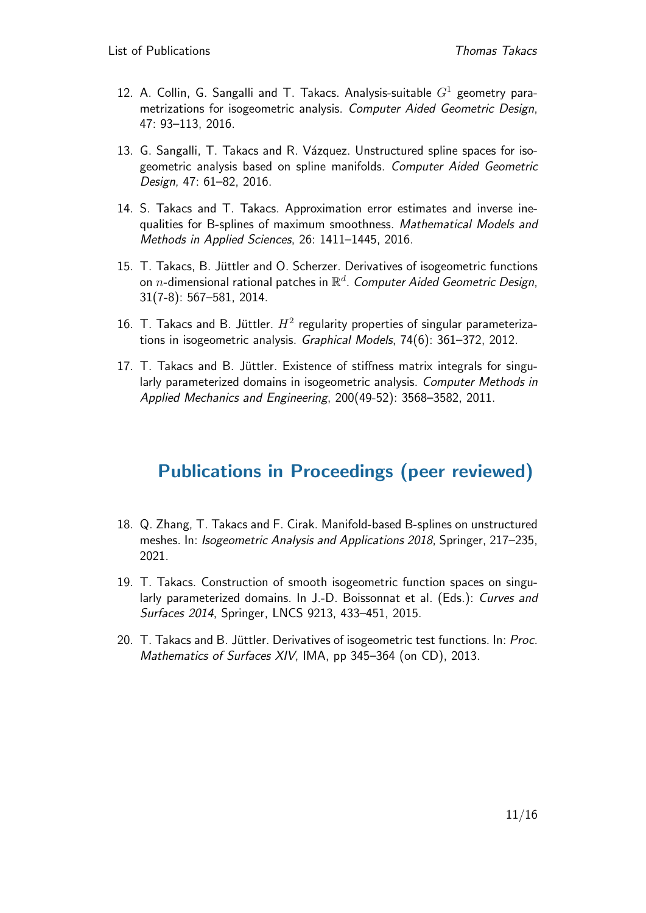12. A. Collin, G. Sangalli and T. Takacs. Analysis-suitable $G^1$ geometry parametrizations for isogeometric analysis. *Computer Aided Geometric Design*, 47: 93–113, 2016.

13. G. Sangalli, T. Takacs and R. Vázquez. Unstructured spline spaces for isogeometric analysis based on spline manifolds. *Computer Aided Geometric Design*, 47: 61–82, 2016.

14. S. Takacs and T. Takacs. Approximation error estimates and inverse inequalities for B-splines of maximum smoothness. *Mathematical Models and Methods in Applied Sciences*, 26: 1411–1445, 2016.

15. T. Takacs, B. Jüttler and O. Scherzer. Derivatives of isogeometric functions on $n$-dimensional rational patches in $\mathbb{R}^d$. *Computer Aided Geometric Design*, 31(7-8): 567–581, 2014.

16. T. Takacs and B. Jüttler. $H^2$ regularity properties of singular parameterizations in isogeometric analysis. *Graphical Models*, 74(6): 361–372, 2012.

17. T. Takacs and B. Jüttler. Existence of stiffness matrix integrals for singularly parameterized domains in isogeometric analysis. *Computer Methods in Applied Mechanics and Engineering*, 200(49-52): 3568–3582, 2011.

## Publications in Proceedings (peer reviewed)

18. Q. Zhang, T. Takacs and F. Cirak. Manifold-based B-splines on unstructured meshes. In: *Isogeometric Analysis and Applications 2018*, Springer, 217–235, 2021.

19. T. Takacs. Construction of smooth isogeometric function spaces on singularly parameterized domains. In J.-D. Boissonnat et al. (Eds.): *Curves and Surfaces 2014*, Springer, LNCS 9213, 433–451, 2015.

20. T. Takacs and B. Jüttler. Derivatives of isogeometric test functions. In: *Proc. Mathematics of Surfaces XIV*, IMA, pp 345–364 (on CD), 2013.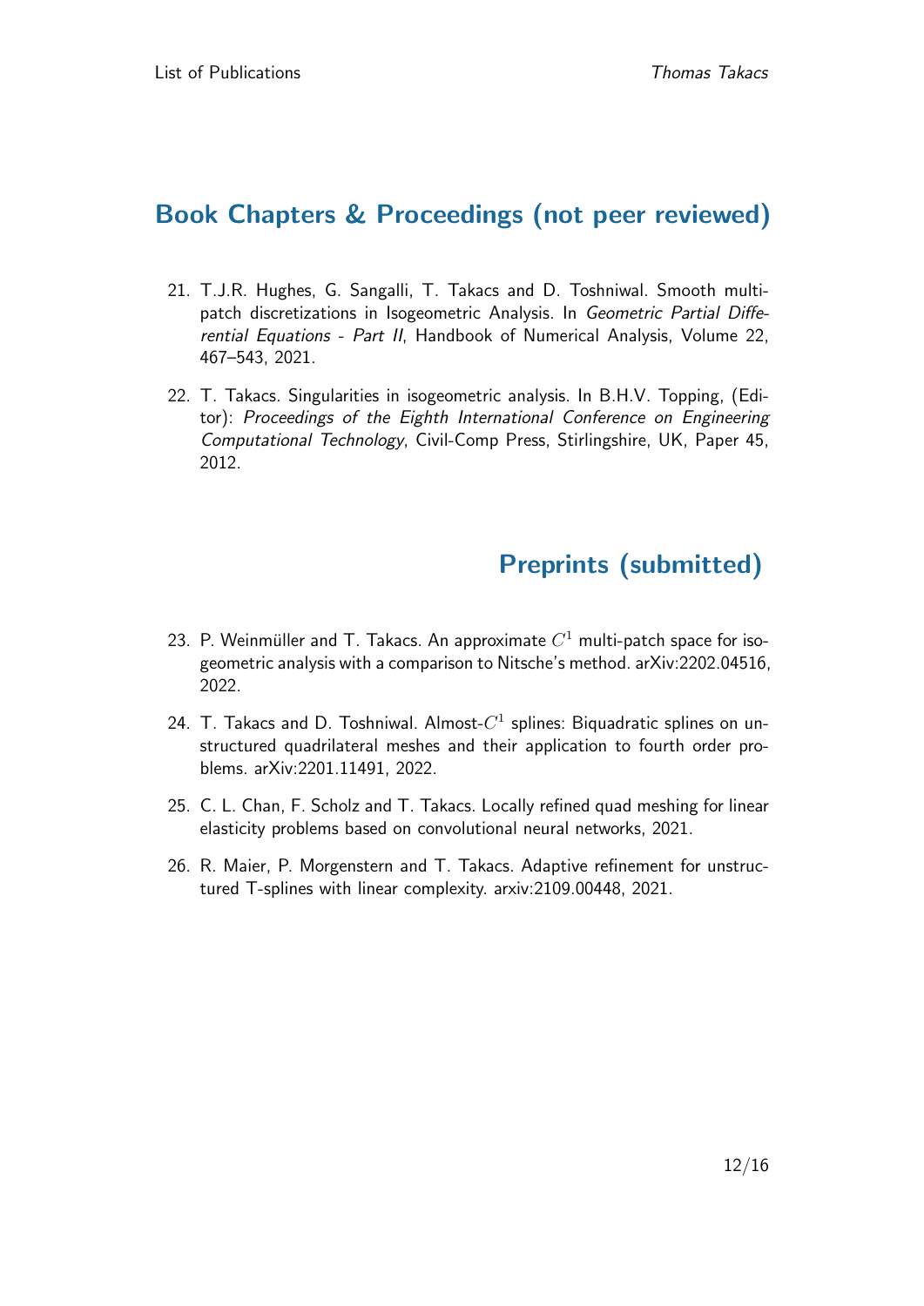## Book Chapters & Proceedings (not peer reviewed)

21. T.J.R. Hughes, G. Sangalli, T. Takacs and D. Toshniwal. Smooth multi-patch discretizations in Isogeometric Analysis. In *Geometric Partial Differential Equations - Part II*, Handbook of Numerical Analysis, Volume 22, 467–543, 2021.

22. T. Takacs. Singularities in isogeometric analysis. In B.H.V. Topping, (Editor): *Proceedings of the Eighth International Conference on Engineering Computational Technology*, Civil-Comp Press, Stirlingshire, UK, Paper 45, 2012.

## Preprints (submitted)

23. P. Weinmüller and T. Takacs. An approximate $C^1$ multi-patch space for isogeometric analysis with a comparison to Nitsche's method. arXiv:2202.04516, 2022.

24. T. Takacs and D. Toshniwal. Almost-$C^1$ splines: Biquadratic splines on unstructured quadrilateral meshes and their application to fourth order problems. arXiv:2201.11491, 2022.

25. C. L. Chan, F. Scholz and T. Takacs. Locally refined quad meshing for linear elasticity problems based on convolutional neural networks, 2021.

26. R. Maier, P. Morgenstern and T. Takacs. Adaptive refinement for unstructured T-splines with linear complexity. arxiv:2109.00448, 2021.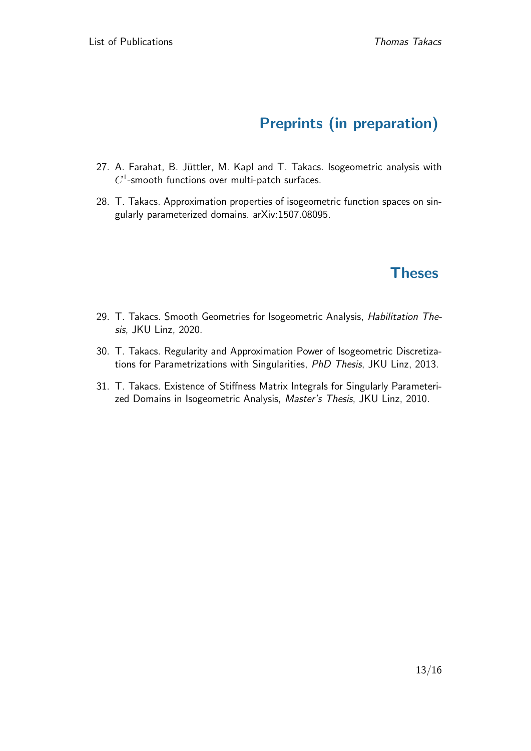# Preprints (in preparation)

27. A. Farahat, B. Jüttler, M. Kapl and T. Takacs. Isogeometric analysis with $C^1$-smooth functions over multi-patch surfaces.
28. T. Takacs. Approximation properties of isogeometric function spaces on singularly parameterized domains. arXiv:1507.08095.

# Theses

29. T. Takacs. Smooth Geometries for Isogeometric Analysis, *Habilitation Thesis*, JKU Linz, 2020.
30. T. Takacs. Regularity and Approximation Power of Isogeometric Discretizations for Parametrizations with Singularities, *PhD Thesis*, JKU Linz, 2013.
31. T. Takacs. Existence of Stiffness Matrix Integrals for Singularly Parameterized Domains in Isogeometric Analysis, *Master's Thesis*, JKU Linz, 2010.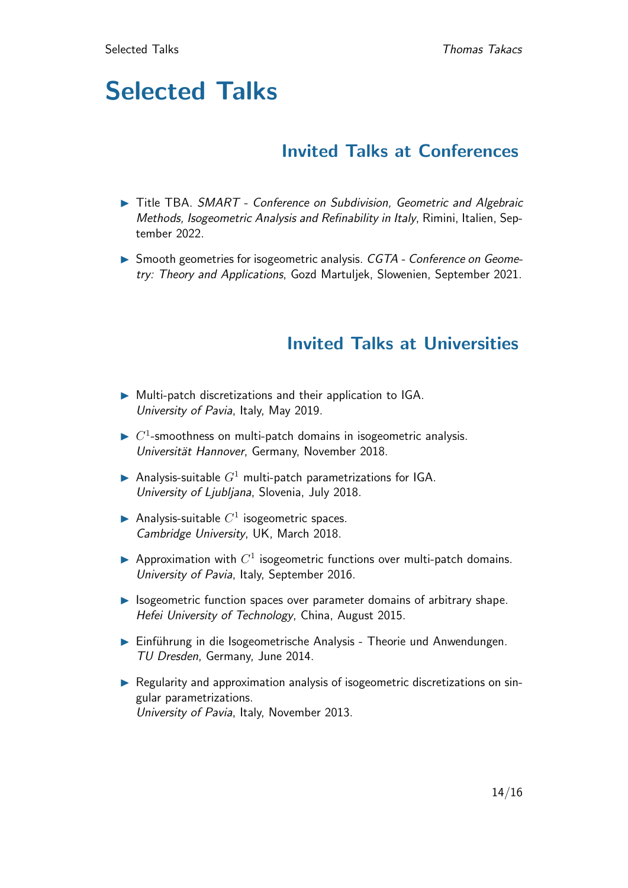# Selected Talks

## Invited Talks at Conferences

- Title TBA. *SMART - Conference on Subdivision, Geometric and Algebraic Methods, Isogeometric Analysis and Refinability in Italy*, Rimini, Italien, September 2022.
- Smooth geometries for isogeometric analysis. *CGTA - Conference on Geometry: Theory and Applications*, Gozd Martuljek, Slowenien, September 2021.

## Invited Talks at Universities

- Multi-patch discretizations and their application to IGA.
  *University of Pavia*, Italy, May 2019.
- $C^1$-smoothness on multi-patch domains in isogeometric analysis.
  *Universität Hannover*, Germany, November 2018.
- Analysis-suitable $G^1$ multi-patch parametrizations for IGA.
  *University of Ljubljana*, Slovenia, July 2018.
- Analysis-suitable $C^1$ isogeometric spaces.
  *Cambridge University*, UK, March 2018.
- Approximation with $C^1$ isogeometric functions over multi-patch domains.
  *University of Pavia*, Italy, September 2016.
- Isogeometric function spaces over parameter domains of arbitrary shape.
  *Hefei University of Technology*, China, August 2015.
- Einführung in die Isogeometrische Analysis - Theorie und Anwendungen.
  *TU Dresden*, Germany, June 2014.
- Regularity and approximation analysis of isogeometric discretizations on singular parametrizations.
  *University of Pavia*, Italy, November 2013.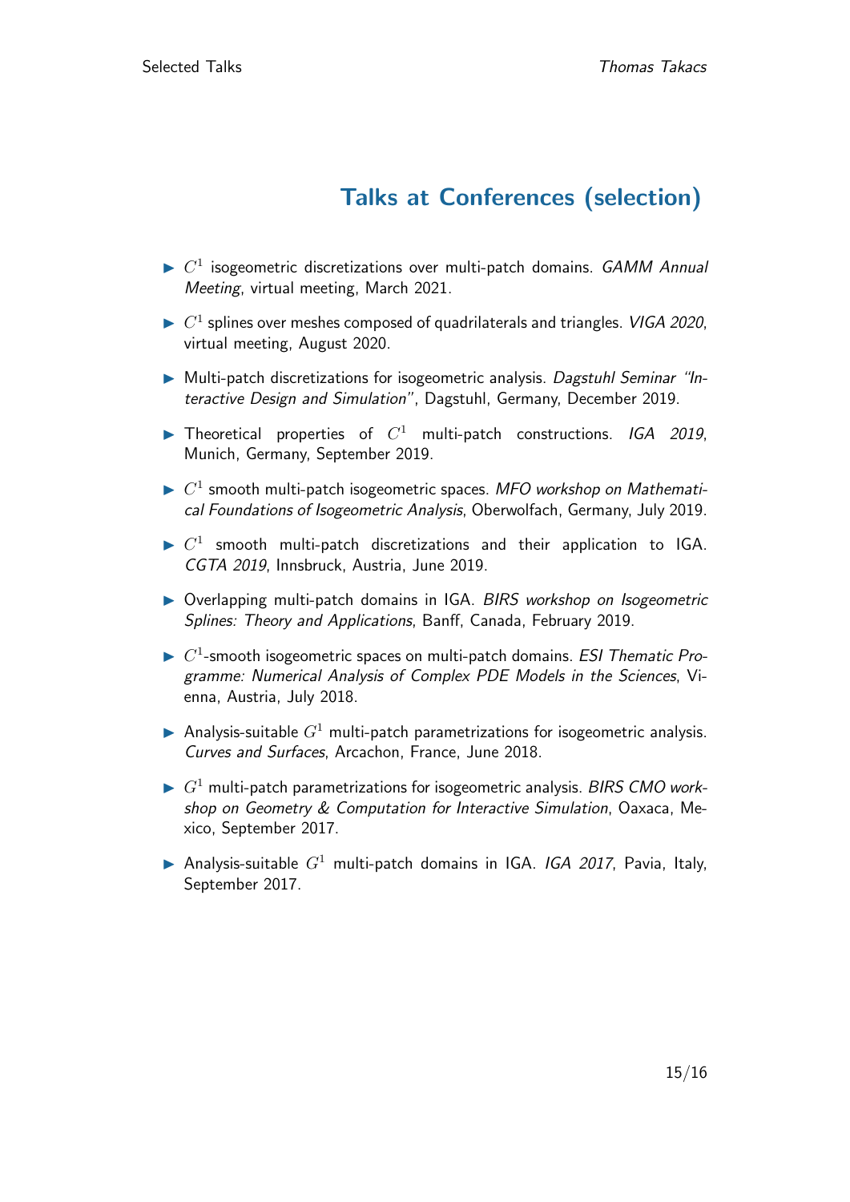## Talks at Conferences (selection)

- $C^1$ isogeometric discretizations over multi-patch domains. *GAMM Annual Meeting*, virtual meeting, March 2021.
- $C^1$ splines over meshes composed of quadrilaterals and triangles. *VIGA 2020*, virtual meeting, August 2020.
- Multi-patch discretizations for isogeometric analysis. *Dagstuhl Seminar "Interactive Design and Simulation"*, Dagstuhl, Germany, December 2019.
- Theoretical properties of $C^1$ multi-patch constructions. *IGA 2019*, Munich, Germany, September 2019.
- $C^1$ smooth multi-patch isogeometric spaces. *MFO workshop on Mathematical Foundations of Isogeometric Analysis*, Oberwolfach, Germany, July 2019.
- $C^1$ smooth multi-patch discretizations and their application to IGA. *CGTA 2019*, Innsbruck, Austria, June 2019.
- Overlapping multi-patch domains in IGA. *BIRS workshop on Isogeometric Splines: Theory and Applications*, Banff, Canada, February 2019.
- $C^1$-smooth isogeometric spaces on multi-patch domains. *ESI Thematic Programme: Numerical Analysis of Complex PDE Models in the Sciences*, Vienna, Austria, July 2018.
- Analysis-suitable $G^1$ multi-patch parametrizations for isogeometric analysis. *Curves and Surfaces*, Arcachon, France, June 2018.
- $G^1$ multi-patch parametrizations for isogeometric analysis. *BIRS CMO workshop on Geometry & Computation for Interactive Simulation*, Oaxaca, Mexico, September 2017.
- Analysis-suitable $G^1$ multi-patch domains in IGA. *IGA 2017*, Pavia, Italy, September 2017.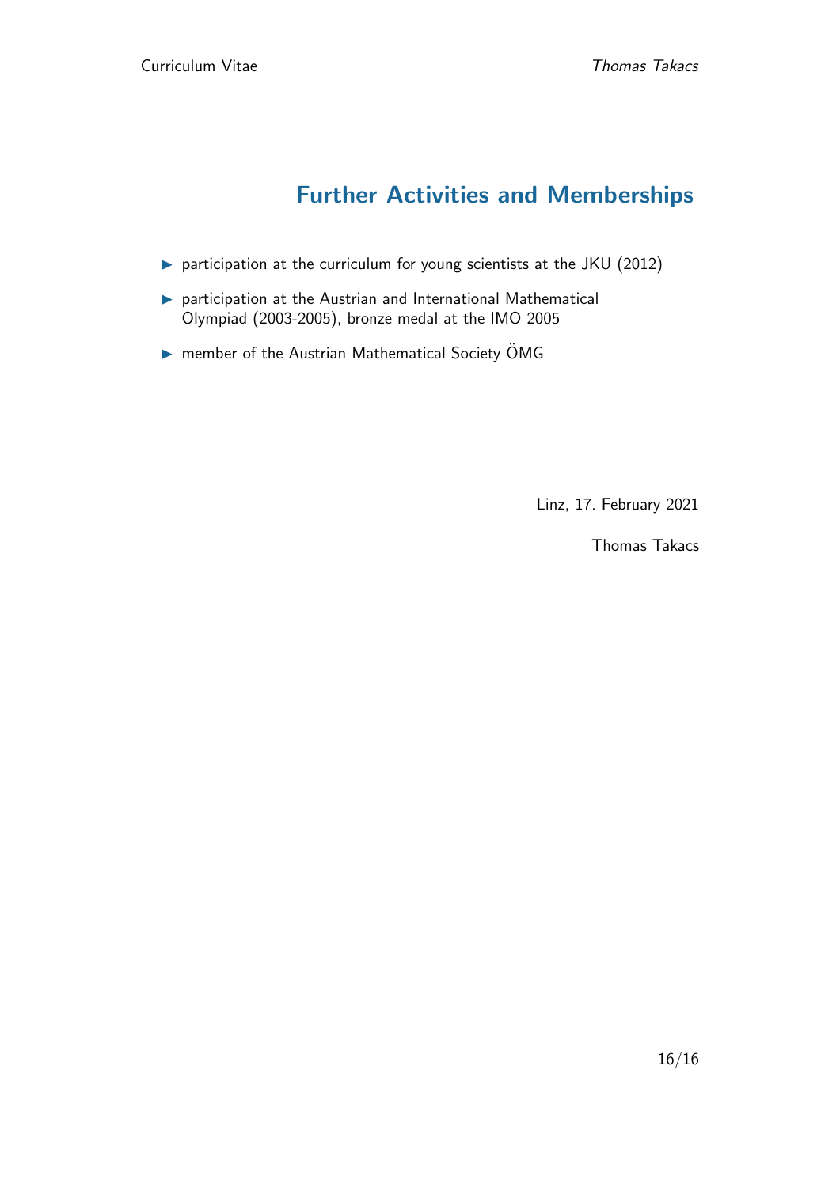# Further Activities and Memberships

- participation at the curriculum for young scientists at the JKU (2012)
- participation at the Austrian and International Mathematical Olympiad (2003-2005), bronze medal at the IMO 2005
- member of the Austrian Mathematical Society ÖMG

Linz, 17. February 2021

Thomas Takacs